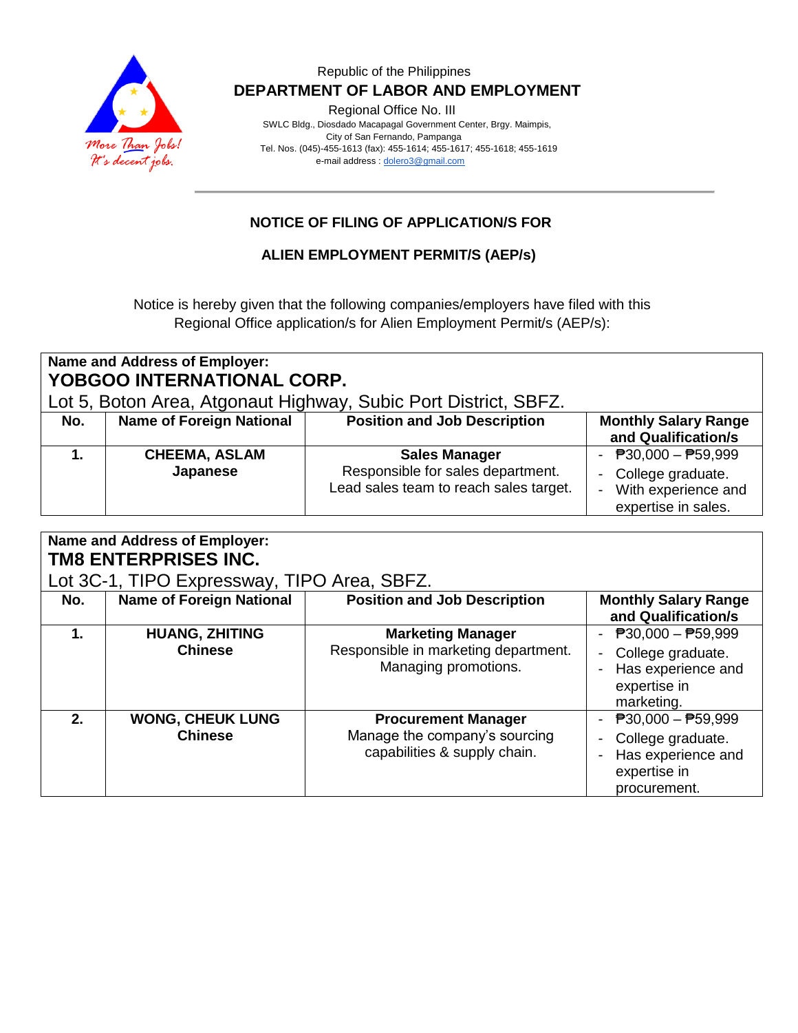Republic of the Philippines

**DEPARTMENT OF LABOR AND EMPLOYMENT**

Regional Office No. III

SWLC Bldg., Diosdado Macapagal Government Center, Brgy. Maimpis,
City of San Fernando, Pampanga
Tel. Nos. (045)-455-1613 (fax): 455-1614; 455-1617; 455-1618; 455-1619
e-mail address : dolero3@gmail.com

## NOTICE OF FILING OF APPLICATION/S FOR

## ALIEN EMPLOYMENT PERMIT/S (AEP/s)

Notice is hereby given that the following companies/employers have filed with this Regional Office application/s for Alien Employment Permit/s (AEP/s):

**Name and Address of Employer:**
**YOBGOO INTERNATIONAL CORP.**
Lot 5, Boton Area, Atgonaut Highway, Subic Port District, SBFZ.

| No. | Name of Foreign National | Position and Job Description | Monthly Salary Range and Qualification/s |
|---|---|---|---|
| **1.** | **CHEEMA, ASLAM** **Japanese** | **Sales Manager** Responsible for sales department. Lead sales team to reach sales target. | - ₱30,000 – ₱59,999 - College graduate. - With experience and expertise in sales. |

**Name and Address of Employer:**
**TM8 ENTERPRISES INC.**
Lot 3C-1, TIPO Expressway, TIPO Area, SBFZ.

| No. | Name of Foreign National | Position and Job Description | Monthly Salary Range and Qualification/s |
|---|---|---|---|
| **1.** | **HUANG, ZHITING** **Chinese** | **Marketing Manager** Responsible in marketing department. Managing promotions. | - ₱30,000 – ₱59,999 - College graduate. - Has experience and expertise in marketing. |
| **2.** | **WONG, CHEUK LUNG** **Chinese** | **Procurement Manager** Manage the company's sourcing capabilities & supply chain. | - ₱30,000 – ₱59,999 - College graduate. - Has experience and expertise in procurement. |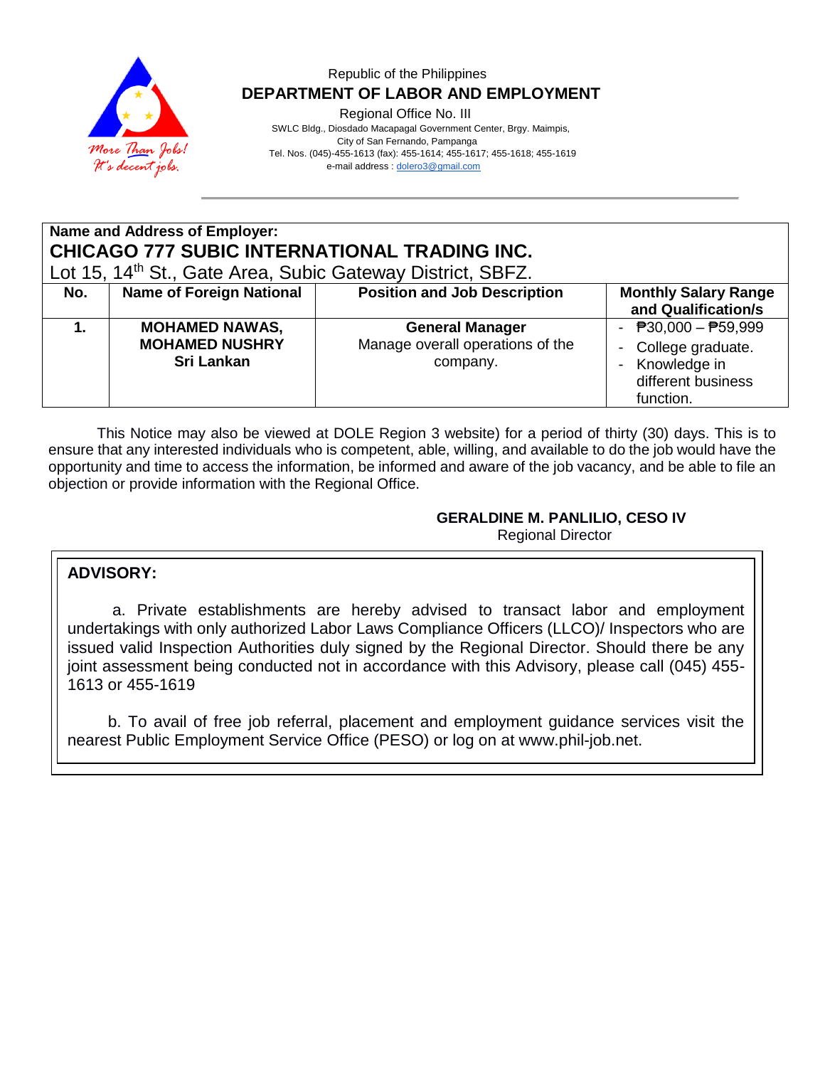Republic of the Philippines
**DEPARTMENT OF LABOR AND EMPLOYMENT**
Regional Office No. III
SWLC Bldg., Diosdado Macapagal Government Center, Brgy. Maimpis,
City of San Fernando, Pampanga
Tel. Nos. (045)-455-1613 (fax): 455-1614; 455-1617; 455-1618; 455-1619
e-mail address : dolero3@gmail.com

**Name and Address of Employer:**
**CHICAGO 777 SUBIC INTERNATIONAL TRADING INC.**
Lot 15, 14th St., Gate Area, Subic Gateway District, SBFZ.

| No. | Name of Foreign National | Position and Job Description | Monthly Salary Range and Qualification/s |
|---|---|---|---|
| **1.** | **MOHAMED NAWAS, MOHAMED NUSHRY** **Sri Lankan** | **General Manager** Manage overall operations of the company. | - ₱30,000 – ₱59,999 - College graduate. - Knowledge in different business function. |

This Notice may also be viewed at DOLE Region 3 website) for a period of thirty (30) days. This is to ensure that any interested individuals who is competent, able, willing, and available to do the job would have the opportunity and time to access the information, be informed and aware of the job vacancy, and be able to file an objection or provide information with the Regional Office.

**GERALDINE M. PANLILIO, CESO IV**
Regional Director

**ADVISORY:**

a. Private establishments are hereby advised to transact labor and employment undertakings with only authorized Labor Laws Compliance Officers (LLCO)/ Inspectors who are issued valid Inspection Authorities duly signed by the Regional Director. Should there be any joint assessment being conducted not in accordance with this Advisory, please call (045) 455-1613 or 455-1619

b. To avail of free job referral, placement and employment guidance services visit the nearest Public Employment Service Office (PESO) or log on at www.phil-job.net.